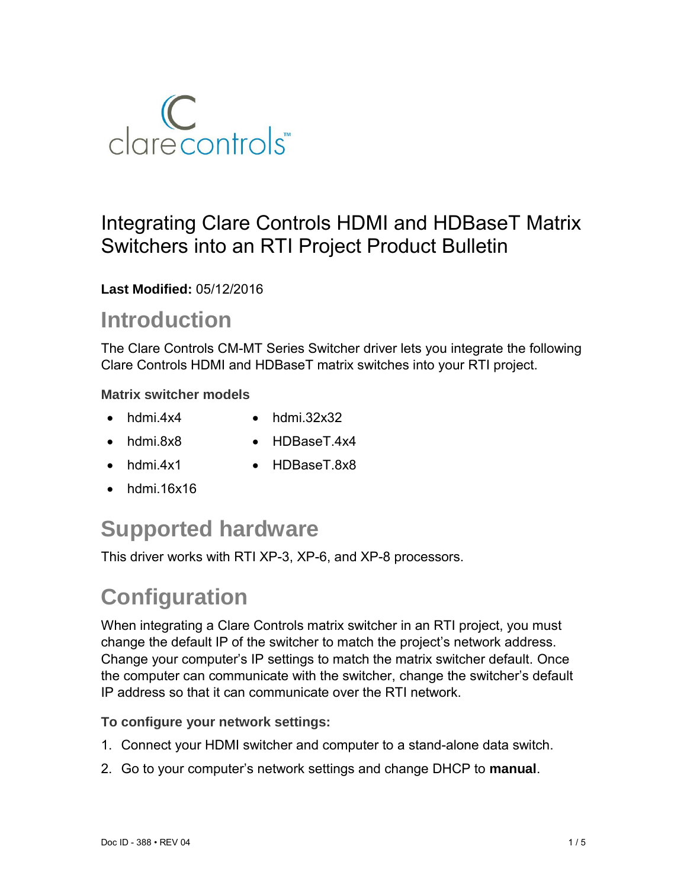# Integrating Clare Controls HDMI and HDBaseT Matrix Switchers into an RTI Project Product Bulletin

**Last Modified:** 05/12/2016

## Introduction

The Clare Controls CM-MT Series Switcher driver lets you integrate the following Clare Controls HDMI and HDBaseT matrix switches into your RTI project.

### Matrix switcher models

- hdmi.4x4
- hdmi.8x8
- hdmi.4x1
- hdmi.16x16
- hdmi.32x32
- HDBaseT.4x4
- HDBaseT.8x8

## Supported hardware

This driver works with RTI XP-3, XP-6, and XP-8 processors.

## Configuration

When integrating a Clare Controls matrix switcher in an RTI project, you must change the default IP of the switcher to match the project's network address. Change your computer's IP settings to match the matrix switcher default. Once the computer can communicate with the switcher, change the switcher's default IP address so that it can communicate over the RTI network.

### To configure your network settings:

1. Connect your HDMI switcher and computer to a stand-alone data switch.
2. Go to your computer's network settings and change DHCP to **manual**.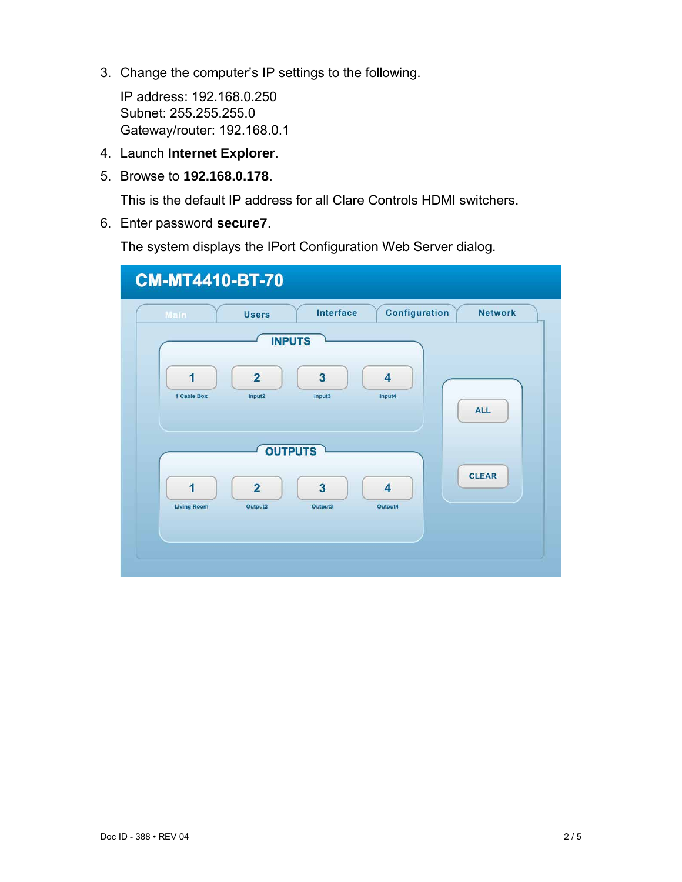3. Change the computer's IP settings to the following.

   IP address: 192.168.0.250
   Subnet: 255.255.255.0
   Gateway/router: 192.168.0.1

4. Launch **Internet Explorer**.
5. Browse to **192.168.0.178**.

   This is the default IP address for all Clare Controls HDMI switchers.

6. Enter password **secure7**.

   The system displays the IPort Configuration Web Server dialog.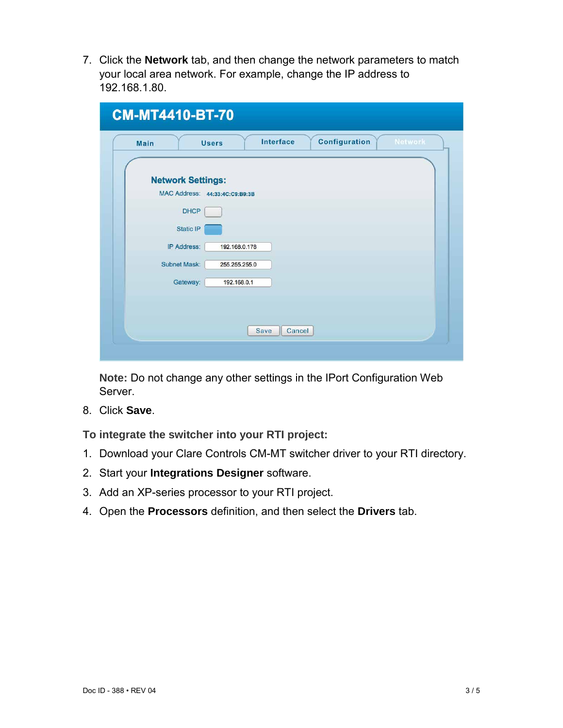7. Click the **Network** tab, and then change the network parameters to match your local area network. For example, change the IP address to 192.168.1.80.

   **Note:** Do not change any other settings in the IPort Configuration Web Server.

8. Click **Save**.

**To integrate the switcher into your RTI project:**

1. Download your Clare Controls CM-MT switcher driver to your RTI directory.
2. Start your **Integrations Designer** software.
3. Add an XP-series processor to your RTI project.
4. Open the **Processors** definition, and then select the **Drivers** tab.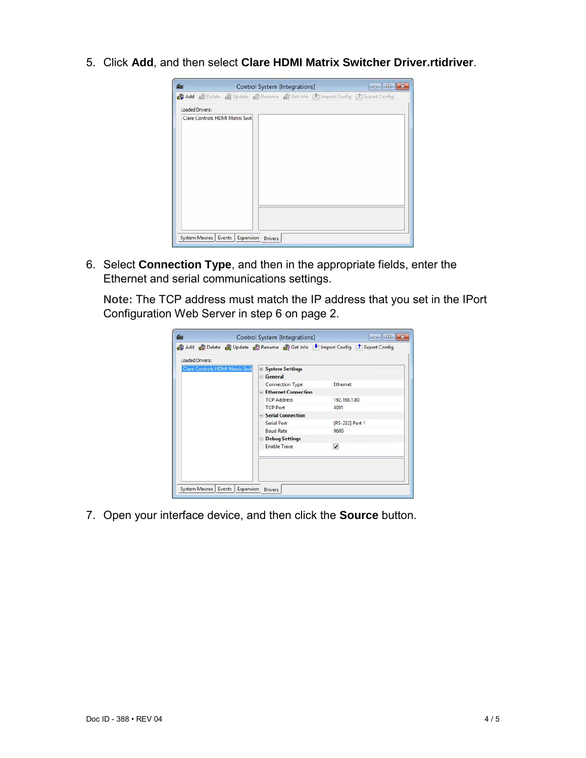5. Click **Add**, and then select **Clare HDMI Matrix Switcher Driver.rtidriver**.

6. Select **Connection Type**, and then in the appropriate fields, enter the Ethernet and serial communications settings.

   **Note:** The TCP address must match the IP address that you set in the IPort Configuration Web Server in step 6 on page 2.

7. Open your interface device, and then click the **Source** button.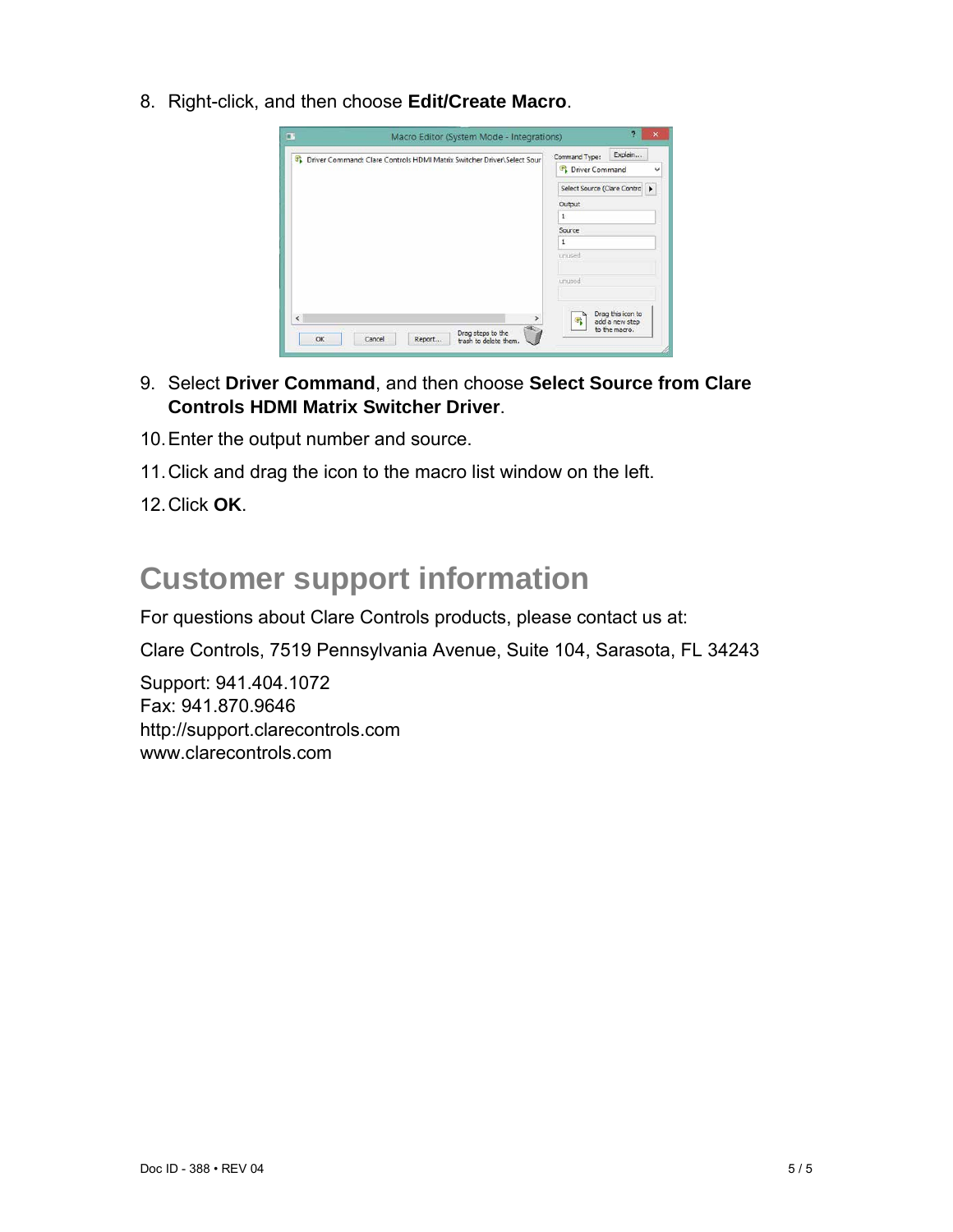8. Right-click, and then choose **Edit/Create Macro**.

9. Select **Driver Command**, and then choose **Select Source from Clare Controls HDMI Matrix Switcher Driver**.

10. Enter the output number and source.

11. Click and drag the icon to the macro list window on the left.

12. Click **OK**.

# Customer support information

For questions about Clare Controls products, please contact us at:

Clare Controls, 7519 Pennsylvania Avenue, Suite 104, Sarasota, FL 34243

Support: 941.404.1072
Fax: 941.870.9646
http://support.clarecontrols.com
www.clarecontrols.com

Doc ID - 388 • REV 04